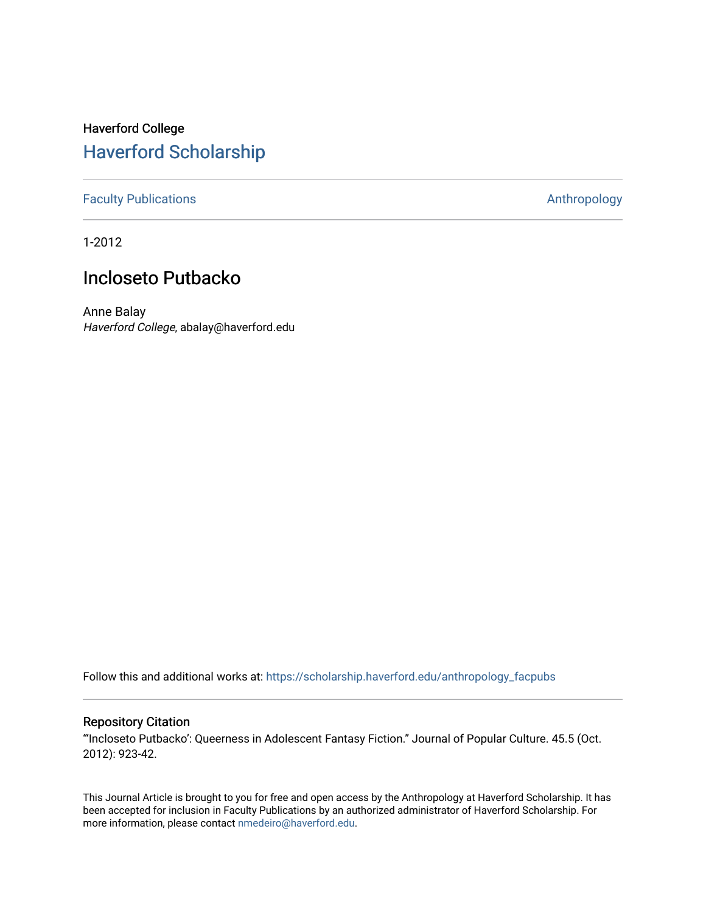Haverford College

## Haverford Scholarship

Faculty Publications | Anthropology

1-2012

# Incloseto Putbacko

Anne Balay
*Haverford College*, abalay@haverford.edu

Follow this and additional works at: https://scholarship.haverford.edu/anthropology_facpubs

### Repository Citation

"'Incloseto Putbacko': Queerness in Adolescent Fantasy Fiction." Journal of Popular Culture. 45.5 (Oct. 2012): 923-42.

This Journal Article is brought to you for free and open access by the Anthropology at Haverford Scholarship. It has been accepted for inclusion in Faculty Publications by an authorized administrator of Haverford Scholarship. For more information, please contact nmedeiro@haverford.edu.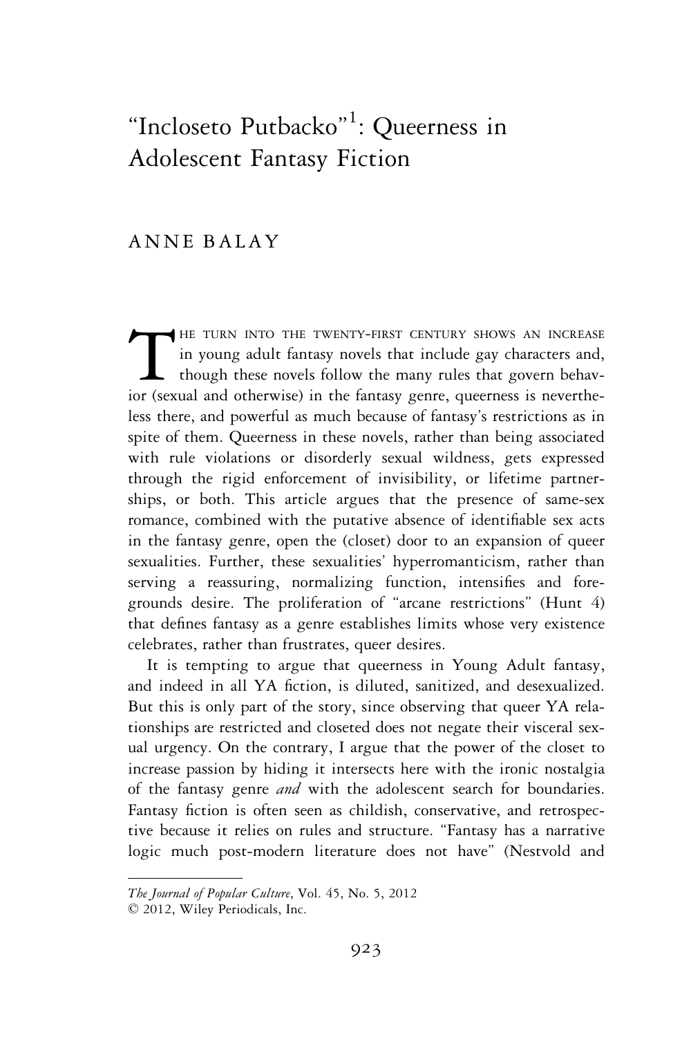# "Incloseto Putbacko"[1]: Queerness in Adolescent Fantasy Fiction

ANNE BALAY

THE TURN INTO THE TWENTY-FIRST CENTURY SHOWS AN INCREASE in young adult fantasy novels that include gay characters and, though these novels follow the many rules that govern behavior (sexual and otherwise) in the fantasy genre, queerness is nevertheless there, and powerful as much because of fantasy's restrictions as in spite of them. Queerness in these novels, rather than being associated with rule violations or disorderly sexual wildness, gets expressed through the rigid enforcement of invisibility, or lifetime partnerships, or both. This article argues that the presence of same-sex romance, combined with the putative absence of identifiable sex acts in the fantasy genre, open the (closet) door to an expansion of queer sexualities. Further, these sexualities' hyperromanticism, rather than serving a reassuring, normalizing function, intensifies and foregrounds desire. The proliferation of "arcane restrictions" (Hunt 4) that defines fantasy as a genre establishes limits whose very existence celebrates, rather than frustrates, queer desires.

It is tempting to argue that queerness in Young Adult fantasy, and indeed in all YA fiction, is diluted, sanitized, and desexualized. But this is only part of the story, since observing that queer YA relationships are restricted and closeted does not negate their visceral sexual urgency. On the contrary, I argue that the power of the closet to increase passion by hiding it intersects here with the ironic nostalgia of the fantasy genre *and* with the adolescent search for boundaries. Fantasy fiction is often seen as childish, conservative, and retrospective because it relies on rules and structure. "Fantasy has a narrative logic much post-modern literature does not have" (Nestvold and

*The Journal of Popular Culture*, Vol. 45, No. 5, 2012
© 2012, Wiley Periodicals, Inc.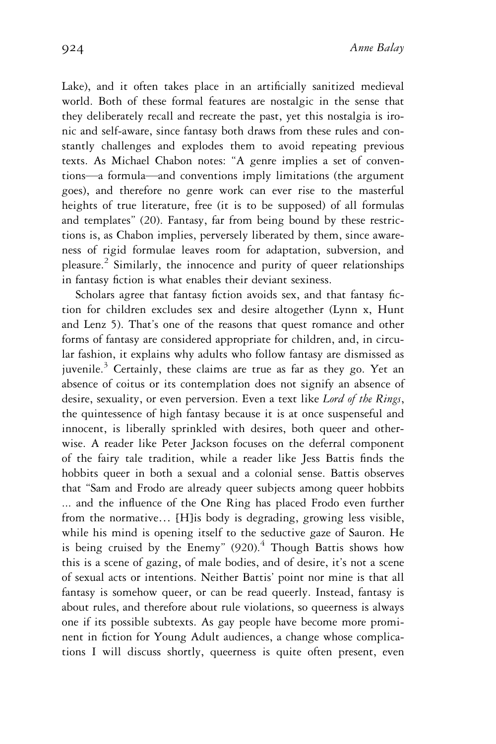Lake), and it often takes place in an artificially sanitized medieval world. Both of these formal features are nostalgic in the sense that they deliberately recall and recreate the past, yet this nostalgia is ironic and self-aware, since fantasy both draws from these rules and constantly challenges and explodes them to avoid repeating previous texts. As Michael Chabon notes: "A genre implies a set of conventions—a formula—and conventions imply limitations (the argument goes), and therefore no genre work can ever rise to the masterful heights of true literature, free (it is to be supposed) of all formulas and templates" (20). Fantasy, far from being bound by these restrictions is, as Chabon implies, perversely liberated by them, since awareness of rigid formulae leaves room for adaptation, subversion, and pleasure.[2] Similarly, the innocence and purity of queer relationships in fantasy fiction is what enables their deviant sexiness.

Scholars agree that fantasy fiction avoids sex, and that fantasy fiction for children excludes sex and desire altogether (Lynn x, Hunt and Lenz 5). That's one of the reasons that quest romance and other forms of fantasy are considered appropriate for children, and, in circular fashion, it explains why adults who follow fantasy are dismissed as juvenile.[3] Certainly, these claims are true as far as they go. Yet an absence of coitus or its contemplation does not signify an absence of desire, sexuality, or even perversion. Even a text like *Lord of the Rings*, the quintessence of high fantasy because it is at once suspenseful and innocent, is liberally sprinkled with desires, both queer and otherwise. A reader like Peter Jackson focuses on the deferral component of the fairy tale tradition, while a reader like Jess Battis finds the hobbits queer in both a sexual and a colonial sense. Battis observes that "Sam and Frodo are already queer subjects among queer hobbits ... and the influence of the One Ring has placed Frodo even further from the normative… [H]is body is degrading, growing less visible, while his mind is opening itself to the seductive gaze of Sauron. He is being cruised by the Enemy" (920).[4] Though Battis shows how this is a scene of gazing, of male bodies, and of desire, it's not a scene of sexual acts or intentions. Neither Battis' point nor mine is that all fantasy is somehow queer, or can be read queerly. Instead, fantasy is about rules, and therefore about rule violations, so queerness is always one if its possible subtexts. As gay people have become more prominent in fiction for Young Adult audiences, a change whose complications I will discuss shortly, queerness is quite often present, even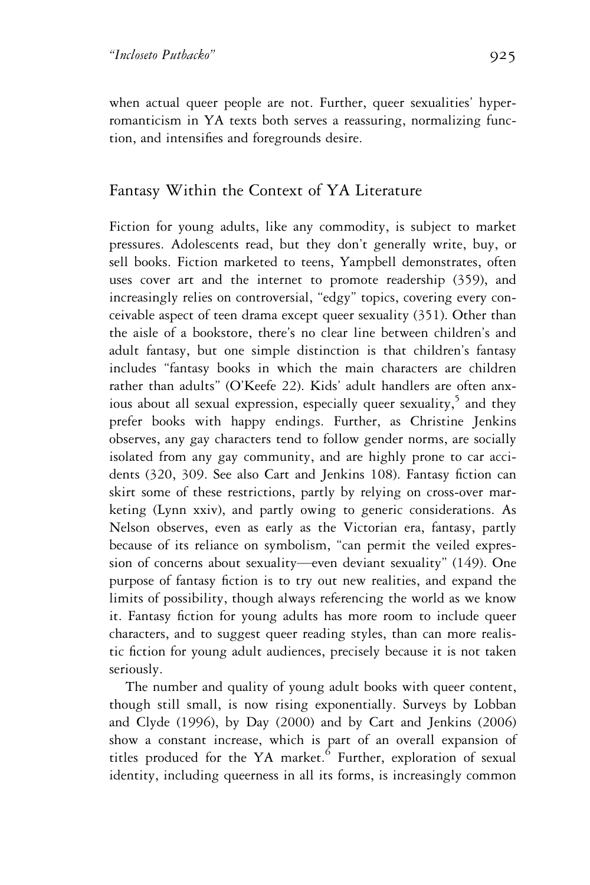when actual queer people are not. Further, queer sexualities' hyper-romanticism in YA texts both serves a reassuring, normalizing function, and intensifies and foregrounds desire.

## Fantasy Within the Context of YA Literature

Fiction for young adults, like any commodity, is subject to market pressures. Adolescents read, but they don't generally write, buy, or sell books. Fiction marketed to teens, Yampbell demonstrates, often uses cover art and the internet to promote readership (359), and increasingly relies on controversial, "edgy" topics, covering every conceivable aspect of teen drama except queer sexuality (351). Other than the aisle of a bookstore, there's no clear line between children's and adult fantasy, but one simple distinction is that children's fantasy includes "fantasy books in which the main characters are children rather than adults" (O'Keefe 22). Kids' adult handlers are often anxious about all sexual expression, especially queer sexuality,[5] and they prefer books with happy endings. Further, as Christine Jenkins observes, any gay characters tend to follow gender norms, are socially isolated from any gay community, and are highly prone to car accidents (320, 309. See also Cart and Jenkins 108). Fantasy fiction can skirt some of these restrictions, partly by relying on cross-over marketing (Lynn xxiv), and partly owing to generic considerations. As Nelson observes, even as early as the Victorian era, fantasy, partly because of its reliance on symbolism, "can permit the veiled expression of concerns about sexuality—even deviant sexuality" (149). One purpose of fantasy fiction is to try out new realities, and expand the limits of possibility, though always referencing the world as we know it. Fantasy fiction for young adults has more room to include queer characters, and to suggest queer reading styles, than can more realistic fiction for young adult audiences, precisely because it is not taken seriously.

The number and quality of young adult books with queer content, though still small, is now rising exponentially. Surveys by Lobban and Clyde (1996), by Day (2000) and by Cart and Jenkins (2006) show a constant increase, which is part of an overall expansion of titles produced for the YA market.[6] Further, exploration of sexual identity, including queerness in all its forms, is increasingly common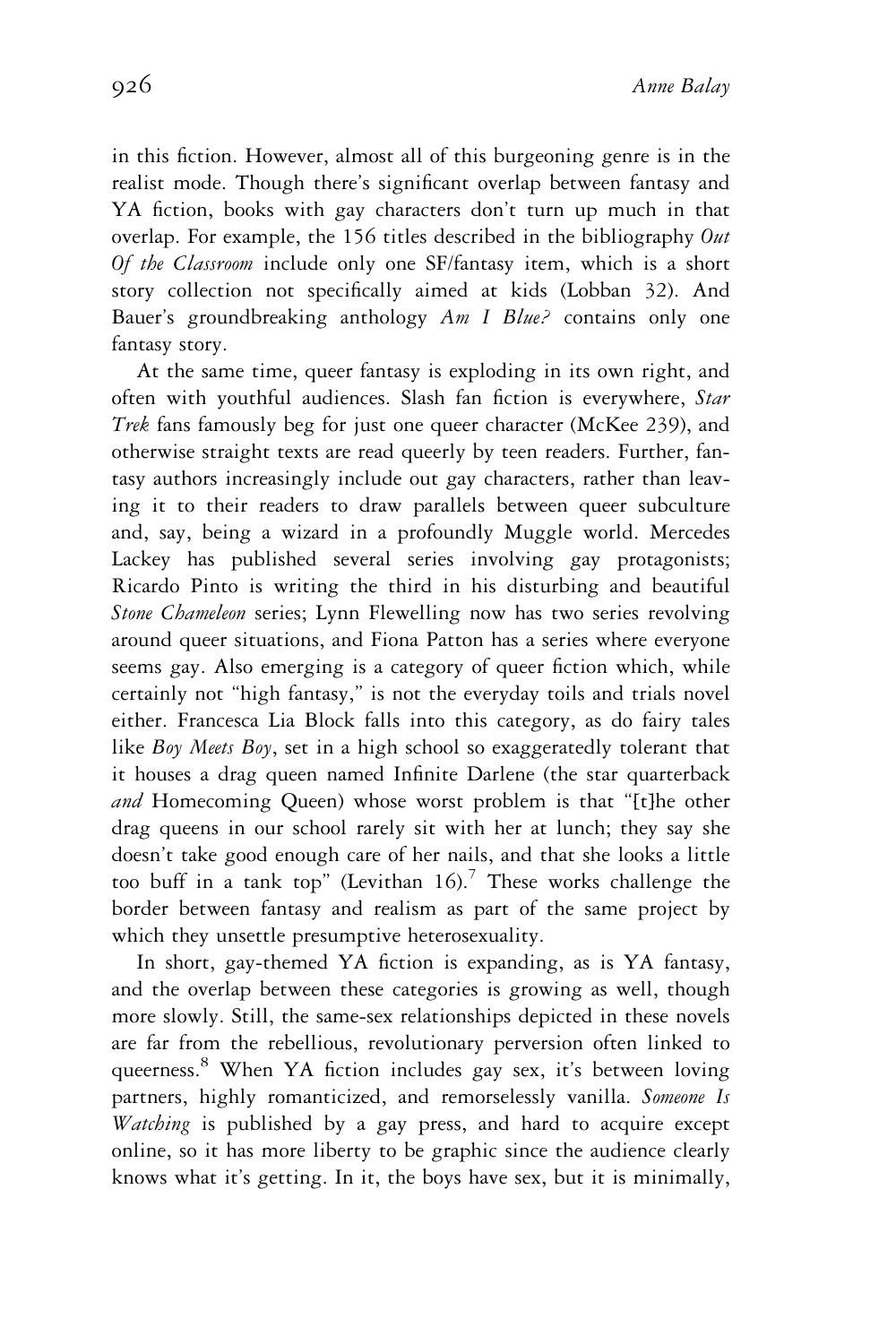in this fiction. However, almost all of this burgeoning genre is in the realist mode. Though there's significant overlap between fantasy and YA fiction, books with gay characters don't turn up much in that overlap. For example, the 156 titles described in the bibliography *Out Of the Classroom* include only one SF/fantasy item, which is a short story collection not specifically aimed at kids (Lobban 32). And Bauer's groundbreaking anthology *Am I Blue?* contains only one fantasy story.

At the same time, queer fantasy is exploding in its own right, and often with youthful audiences. Slash fan fiction is everywhere, *Star Trek* fans famously beg for just one queer character (McKee 239), and otherwise straight texts are read queerly by teen readers. Further, fantasy authors increasingly include out gay characters, rather than leaving it to their readers to draw parallels between queer subculture and, say, being a wizard in a profoundly Muggle world. Mercedes Lackey has published several series involving gay protagonists; Ricardo Pinto is writing the third in his disturbing and beautiful *Stone Chameleon* series; Lynn Flewelling now has two series revolving around queer situations, and Fiona Patton has a series where everyone seems gay. Also emerging is a category of queer fiction which, while certainly not "high fantasy," is not the everyday toils and trials novel either. Francesca Lia Block falls into this category, as do fairy tales like *Boy Meets Boy*, set in a high school so exaggeratedly tolerant that it houses a drag queen named Infinite Darlene (the star quarterback *and* Homecoming Queen) whose worst problem is that "[t]he other drag queens in our school rarely sit with her at lunch; they say she doesn't take good enough care of her nails, and that she looks a little too buff in a tank top" (Levithan 16).[7] These works challenge the border between fantasy and realism as part of the same project by which they unsettle presumptive heterosexuality.

In short, gay-themed YA fiction is expanding, as is YA fantasy, and the overlap between these categories is growing as well, though more slowly. Still, the same-sex relationships depicted in these novels are far from the rebellious, revolutionary perversion often linked to queerness.[8] When YA fiction includes gay sex, it's between loving partners, highly romanticized, and remorselessly vanilla. *Someone Is Watching* is published by a gay press, and hard to acquire except online, so it has more liberty to be graphic since the audience clearly knows what it's getting. In it, the boys have sex, but it is minimally,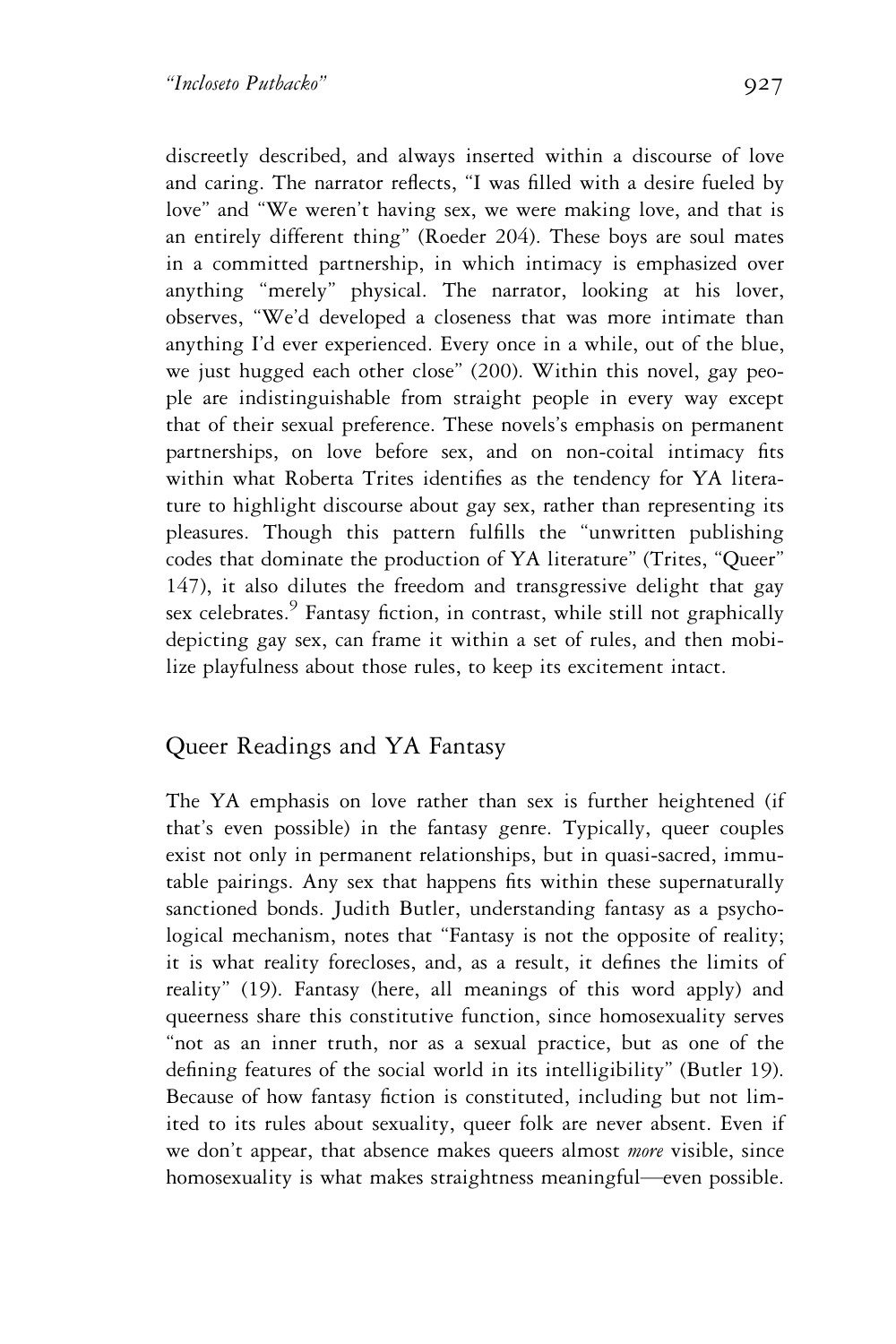discreetly described, and always inserted within a discourse of love and caring. The narrator reflects, "I was filled with a desire fueled by love" and "We weren't having sex, we were making love, and that is an entirely different thing" (Roeder 204). These boys are soul mates in a committed partnership, in which intimacy is emphasized over anything "merely" physical. The narrator, looking at his lover, observes, "We'd developed a closeness that was more intimate than anything I'd ever experienced. Every once in a while, out of the blue, we just hugged each other close" (200). Within this novel, gay people are indistinguishable from straight people in every way except that of their sexual preference. These novels's emphasis on permanent partnerships, on love before sex, and on non-coital intimacy fits within what Roberta Trites identifies as the tendency for YA literature to highlight discourse about gay sex, rather than representing its pleasures. Though this pattern fulfills the "unwritten publishing codes that dominate the production of YA literature" (Trites, "Queer" 147), it also dilutes the freedom and transgressive delight that gay sex celebrates.[9] Fantasy fiction, in contrast, while still not graphically depicting gay sex, can frame it within a set of rules, and then mobilize playfulness about those rules, to keep its excitement intact.

## Queer Readings and YA Fantasy

The YA emphasis on love rather than sex is further heightened (if that's even possible) in the fantasy genre. Typically, queer couples exist not only in permanent relationships, but in quasi-sacred, immutable pairings. Any sex that happens fits within these supernaturally sanctioned bonds. Judith Butler, understanding fantasy as a psychological mechanism, notes that "Fantasy is not the opposite of reality; it is what reality forecloses, and, as a result, it defines the limits of reality" (19). Fantasy (here, all meanings of this word apply) and queerness share this constitutive function, since homosexuality serves "not as an inner truth, nor as a sexual practice, but as one of the defining features of the social world in its intelligibility" (Butler 19). Because of how fantasy fiction is constituted, including but not limited to its rules about sexuality, queer folk are never absent. Even if we don't appear, that absence makes queers almost *more* visible, since homosexuality is what makes straightness meaningful—even possible.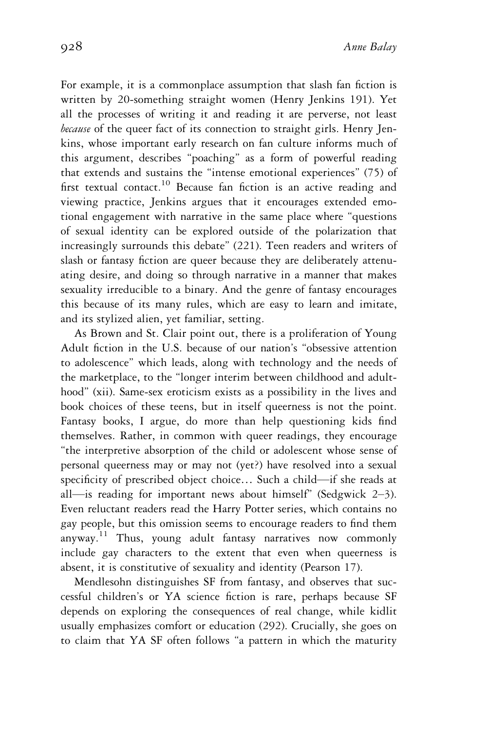For example, it is a commonplace assumption that slash fan fiction is written by 20-something straight women (Henry Jenkins 191). Yet all the processes of writing it and reading it are perverse, not least *because* of the queer fact of its connection to straight girls. Henry Jenkins, whose important early research on fan culture informs much of this argument, describes "poaching" as a form of powerful reading that extends and sustains the "intense emotional experiences" (75) of first textual contact.[10] Because fan fiction is an active reading and viewing practice, Jenkins argues that it encourages extended emotional engagement with narrative in the same place where "questions of sexual identity can be explored outside of the polarization that increasingly surrounds this debate" (221). Teen readers and writers of slash or fantasy fiction are queer because they are deliberately attenuating desire, and doing so through narrative in a manner that makes sexuality irreducible to a binary. And the genre of fantasy encourages this because of its many rules, which are easy to learn and imitate, and its stylized alien, yet familiar, setting.

As Brown and St. Clair point out, there is a proliferation of Young Adult fiction in the U.S. because of our nation's "obsessive attention to adolescence" which leads, along with technology and the needs of the marketplace, to the "longer interim between childhood and adulthood" (xii). Same-sex eroticism exists as a possibility in the lives and book choices of these teens, but in itself queerness is not the point. Fantasy books, I argue, do more than help questioning kids find themselves. Rather, in common with queer readings, they encourage "the interpretive absorption of the child or adolescent whose sense of personal queerness may or may not (yet?) have resolved into a sexual specificity of prescribed object choice… Such a child—if she reads at all—is reading for important news about himself" (Sedgwick 2–3). Even reluctant readers read the Harry Potter series, which contains no gay people, but this omission seems to encourage readers to find them anyway.[11] Thus, young adult fantasy narratives now commonly include gay characters to the extent that even when queerness is absent, it is constitutive of sexuality and identity (Pearson 17).

Mendlesohn distinguishes SF from fantasy, and observes that successful children's or YA science fiction is rare, perhaps because SF depends on exploring the consequences of real change, while kidlit usually emphasizes comfort or education (292). Crucially, she goes on to claim that YA SF often follows "a pattern in which the maturity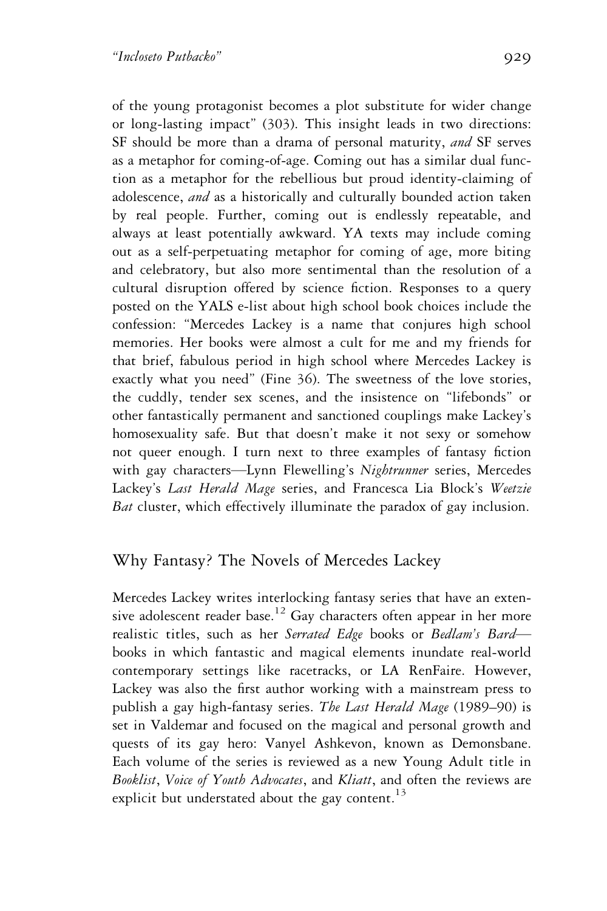of the young protagonist becomes a plot substitute for wider change or long-lasting impact" (303). This insight leads in two directions: SF should be more than a drama of personal maturity, *and* SF serves as a metaphor for coming-of-age. Coming out has a similar dual function as a metaphor for the rebellious but proud identity-claiming of adolescence, *and* as a historically and culturally bounded action taken by real people. Further, coming out is endlessly repeatable, and always at least potentially awkward. YA texts may include coming out as a self-perpetuating metaphor for coming of age, more biting and celebratory, but also more sentimental than the resolution of a cultural disruption offered by science fiction. Responses to a query posted on the YALS e-list about high school book choices include the confession: "Mercedes Lackey is a name that conjures high school memories. Her books were almost a cult for me and my friends for that brief, fabulous period in high school where Mercedes Lackey is exactly what you need" (Fine 36). The sweetness of the love stories, the cuddly, tender sex scenes, and the insistence on "lifebonds" or other fantastically permanent and sanctioned couplings make Lackey's homosexuality safe. But that doesn't make it not sexy or somehow not queer enough. I turn next to three examples of fantasy fiction with gay characters—Lynn Flewelling's *Nightrunner* series, Mercedes Lackey's *Last Herald Mage* series, and Francesca Lia Block's *Weetzie Bat* cluster, which effectively illuminate the paradox of gay inclusion.

## Why Fantasy? The Novels of Mercedes Lackey

Mercedes Lackey writes interlocking fantasy series that have an extensive adolescent reader base.[12] Gay characters often appear in her more realistic titles, such as her *Serrated Edge* books or *Bedlam's Bard*—books in which fantastic and magical elements inundate real-world contemporary settings like racetracks, or LA RenFaire. However, Lackey was also the first author working with a mainstream press to publish a gay high-fantasy series. *The Last Herald Mage* (1989–90) is set in Valdemar and focused on the magical and personal growth and quests of its gay hero: Vanyel Ashkevon, known as Demonsbane. Each volume of the series is reviewed as a new Young Adult title in *Booklist*, *Voice of Youth Advocates*, and *Kliatt*, and often the reviews are explicit but understated about the gay content.[13]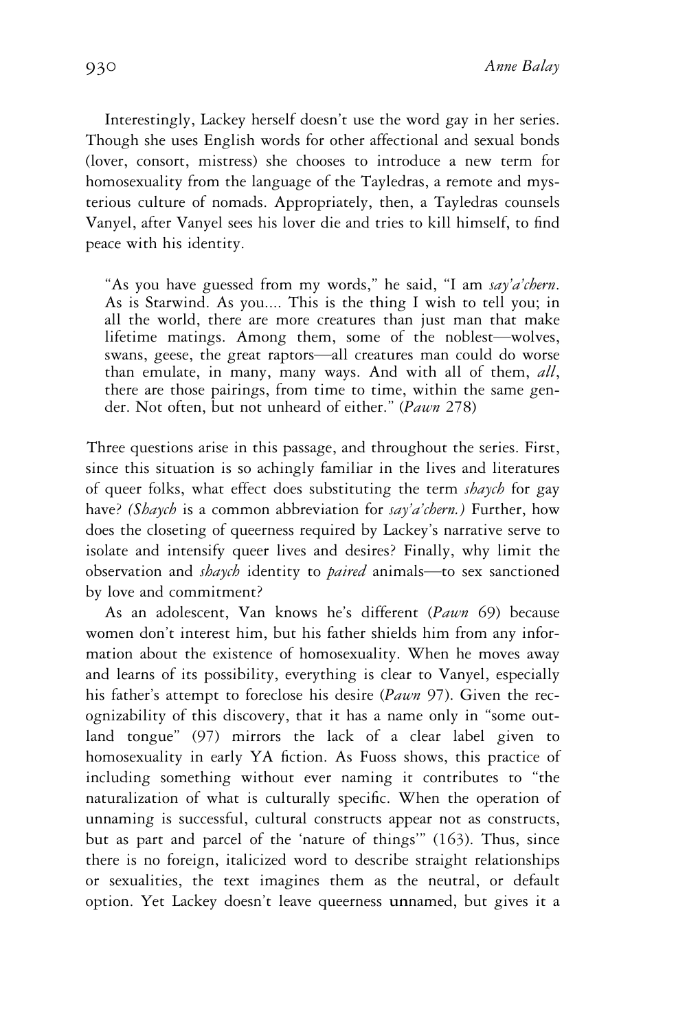Interestingly, Lackey herself doesn't use the word gay in her series. Though she uses English words for other affectional and sexual bonds (lover, consort, mistress) she chooses to introduce a new term for homosexuality from the language of the Tayledras, a remote and mysterious culture of nomads. Appropriately, then, a Tayledras counsels Vanyel, after Vanyel sees his lover die and tries to kill himself, to find peace with his identity.

> "As you have guessed from my words," he said, "I am *say'a'chern*. As is Starwind. As you.... This is the thing I wish to tell you; in all the world, there are more creatures than just man that make lifetime matings. Among them, some of the noblest—wolves, swans, geese, the great raptors—all creatures man could do worse than emulate, in many, many ways. And with all of them, *all*, there are those pairings, from time to time, within the same gender. Not often, but not unheard of either." (*Pawn* 278)

Three questions arise in this passage, and throughout the series. First, since this situation is so achingly familiar in the lives and literatures of queer folks, what effect does substituting the term *shaych* for gay have? *(Shaych* is a common abbreviation for *say'a'chern.)* Further, how does the closeting of queerness required by Lackey's narrative serve to isolate and intensify queer lives and desires? Finally, why limit the observation and *shaych* identity to *paired* animals—to sex sanctioned by love and commitment?

As an adolescent, Van knows he's different (*Pawn* 69) because women don't interest him, but his father shields him from any information about the existence of homosexuality. When he moves away and learns of its possibility, everything is clear to Vanyel, especially his father's attempt to foreclose his desire (*Pawn* 97). Given the recognizability of this discovery, that it has a name only in "some outland tongue" (97) mirrors the lack of a clear label given to homosexuality in early YA fiction. As Fuoss shows, this practice of including something without ever naming it contributes to "the naturalization of what is culturally specific. When the operation of unnaming is successful, cultural constructs appear not as constructs, but as part and parcel of the 'nature of things'" (163). Thus, since there is no foreign, italicized word to describe straight relationships or sexualities, the text imagines them as the neutral, or default option. Yet Lackey doesn't leave queerness unnamed, but gives it a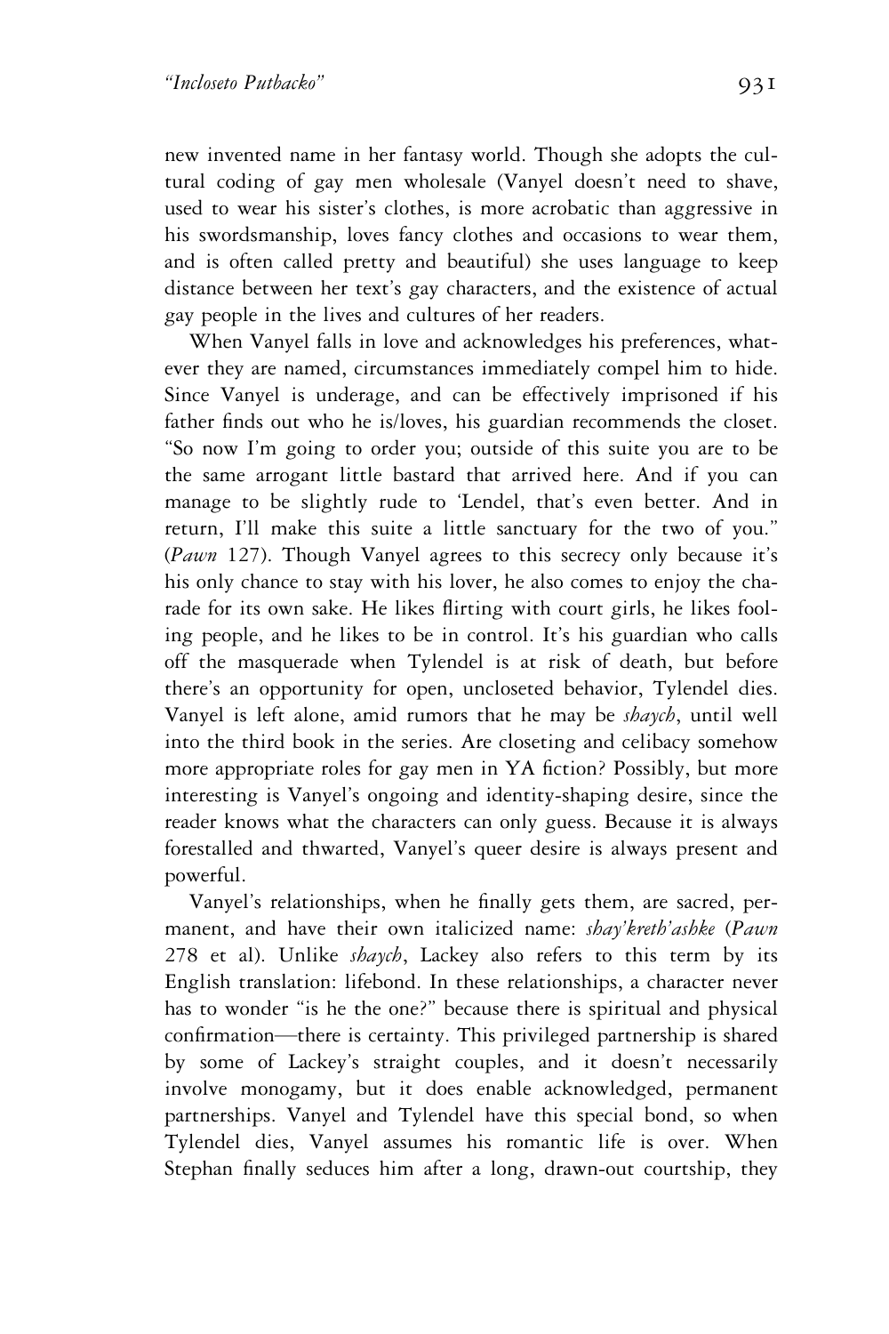new invented name in her fantasy world. Though she adopts the cultural coding of gay men wholesale (Vanyel doesn't need to shave, used to wear his sister's clothes, is more acrobatic than aggressive in his swordsmanship, loves fancy clothes and occasions to wear them, and is often called pretty and beautiful) she uses language to keep distance between her text's gay characters, and the existence of actual gay people in the lives and cultures of her readers.

When Vanyel falls in love and acknowledges his preferences, whatever they are named, circumstances immediately compel him to hide. Since Vanyel is underage, and can be effectively imprisoned if his father finds out who he is/loves, his guardian recommends the closet. "So now I'm going to order you; outside of this suite you are to be the same arrogant little bastard that arrived here. And if you can manage to be slightly rude to 'Lendel, that's even better. And in return, I'll make this suite a little sanctuary for the two of you." (*Pawn* 127). Though Vanyel agrees to this secrecy only because it's his only chance to stay with his lover, he also comes to enjoy the charade for its own sake. He likes flirting with court girls, he likes fooling people, and he likes to be in control. It's his guardian who calls off the masquerade when Tylendel is at risk of death, but before there's an opportunity for open, uncloseted behavior, Tylendel dies. Vanyel is left alone, amid rumors that he may be *shaych*, until well into the third book in the series. Are closeting and celibacy somehow more appropriate roles for gay men in YA fiction? Possibly, but more interesting is Vanyel's ongoing and identity-shaping desire, since the reader knows what the characters can only guess. Because it is always forestalled and thwarted, Vanyel's queer desire is always present and powerful.

Vanyel's relationships, when he finally gets them, are sacred, permanent, and have their own italicized name: *shay'kreth'ashke* (*Pawn* 278 et al). Unlike *shaych*, Lackey also refers to this term by its English translation: lifebond. In these relationships, a character never has to wonder "is he the one?" because there is spiritual and physical confirmation—there is certainty. This privileged partnership is shared by some of Lackey's straight couples, and it doesn't necessarily involve monogamy, but it does enable acknowledged, permanent partnerships. Vanyel and Tylendel have this special bond, so when Tylendel dies, Vanyel assumes his romantic life is over. When Stephan finally seduces him after a long, drawn-out courtship, they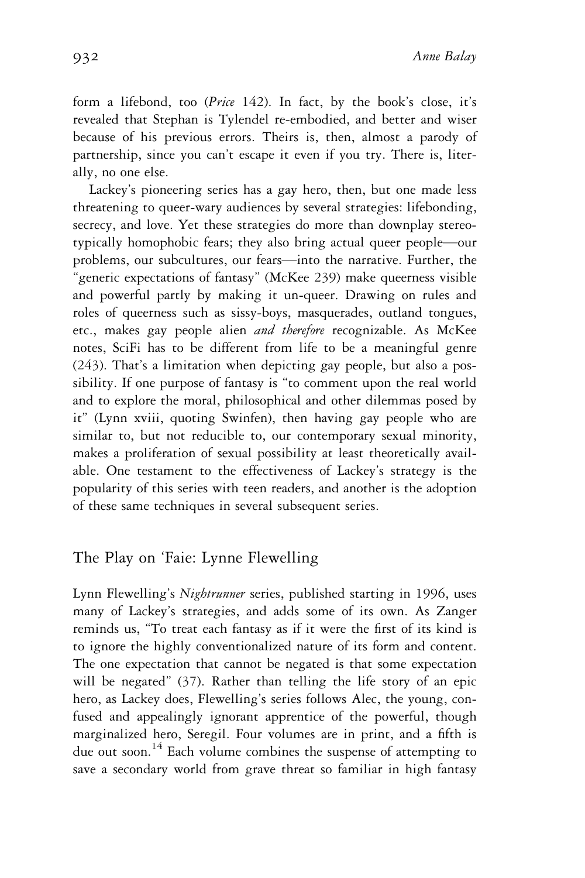form a lifebond, too (*Price* 142). In fact, by the book's close, it's revealed that Stephan is Tylendel re-embodied, and better and wiser because of his previous errors. Theirs is, then, almost a parody of partnership, since you can't escape it even if you try. There is, literally, no one else.

Lackey's pioneering series has a gay hero, then, but one made less threatening to queer-wary audiences by several strategies: lifebonding, secrecy, and love. Yet these strategies do more than downplay stereotypically homophobic fears; they also bring actual queer people—our problems, our subcultures, our fears—into the narrative. Further, the "generic expectations of fantasy" (McKee 239) make queerness visible and powerful partly by making it un-queer. Drawing on rules and roles of queerness such as sissy-boys, masquerades, outland tongues, etc., makes gay people alien *and therefore* recognizable. As McKee notes, SciFi has to be different from life to be a meaningful genre (243). That's a limitation when depicting gay people, but also a possibility. If one purpose of fantasy is "to comment upon the real world and to explore the moral, philosophical and other dilemmas posed by it" (Lynn xviii, quoting Swinfen), then having gay people who are similar to, but not reducible to, our contemporary sexual minority, makes a proliferation of sexual possibility at least theoretically available. One testament to the effectiveness of Lackey's strategy is the popularity of this series with teen readers, and another is the adoption of these same techniques in several subsequent series.

## The Play on 'Faie: Lynne Flewelling

Lynn Flewelling's *Nightrunner* series, published starting in 1996, uses many of Lackey's strategies, and adds some of its own. As Zanger reminds us, "To treat each fantasy as if it were the first of its kind is to ignore the highly conventionalized nature of its form and content. The one expectation that cannot be negated is that some expectation will be negated" (37). Rather than telling the life story of an epic hero, as Lackey does, Flewelling's series follows Alec, the young, confused and appealingly ignorant apprentice of the powerful, though marginalized hero, Seregil. Four volumes are in print, and a fifth is due out soon.[14] Each volume combines the suspense of attempting to save a secondary world from grave threat so familiar in high fantasy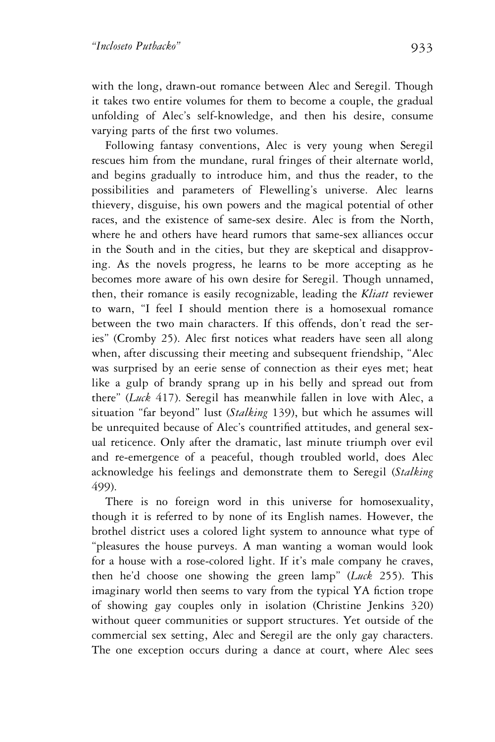with the long, drawn-out romance between Alec and Seregil. Though it takes two entire volumes for them to become a couple, the gradual unfolding of Alec's self-knowledge, and then his desire, consume varying parts of the first two volumes.

Following fantasy conventions, Alec is very young when Seregil rescues him from the mundane, rural fringes of their alternate world, and begins gradually to introduce him, and thus the reader, to the possibilities and parameters of Flewelling's universe. Alec learns thievery, disguise, his own powers and the magical potential of other races, and the existence of same-sex desire. Alec is from the North, where he and others have heard rumors that same-sex alliances occur in the South and in the cities, but they are skeptical and disapproving. As the novels progress, he learns to be more accepting as he becomes more aware of his own desire for Seregil. Though unnamed, then, their romance is easily recognizable, leading the *Kliatt* reviewer to warn, "I feel I should mention there is a homosexual romance between the two main characters. If this offends, don't read the series" (Cromby 25). Alec first notices what readers have seen all along when, after discussing their meeting and subsequent friendship, "Alec was surprised by an eerie sense of connection as their eyes met; heat like a gulp of brandy sprang up in his belly and spread out from there" (*Luck* 417). Seregil has meanwhile fallen in love with Alec, a situation "far beyond" lust (*Stalking* 139), but which he assumes will be unrequited because of Alec's countrified attitudes, and general sexual reticence. Only after the dramatic, last minute triumph over evil and re-emergence of a peaceful, though troubled world, does Alec acknowledge his feelings and demonstrate them to Seregil (*Stalking* 499).

There is no foreign word in this universe for homosexuality, though it is referred to by none of its English names. However, the brothel district uses a colored light system to announce what type of "pleasures the house purveys. A man wanting a woman would look for a house with a rose-colored light. If it's male company he craves, then he'd choose one showing the green lamp" (*Luck* 255). This imaginary world then seems to vary from the typical YA fiction trope of showing gay couples only in isolation (Christine Jenkins 320) without queer communities or support structures. Yet outside of the commercial sex setting, Alec and Seregil are the only gay characters. The one exception occurs during a dance at court, where Alec sees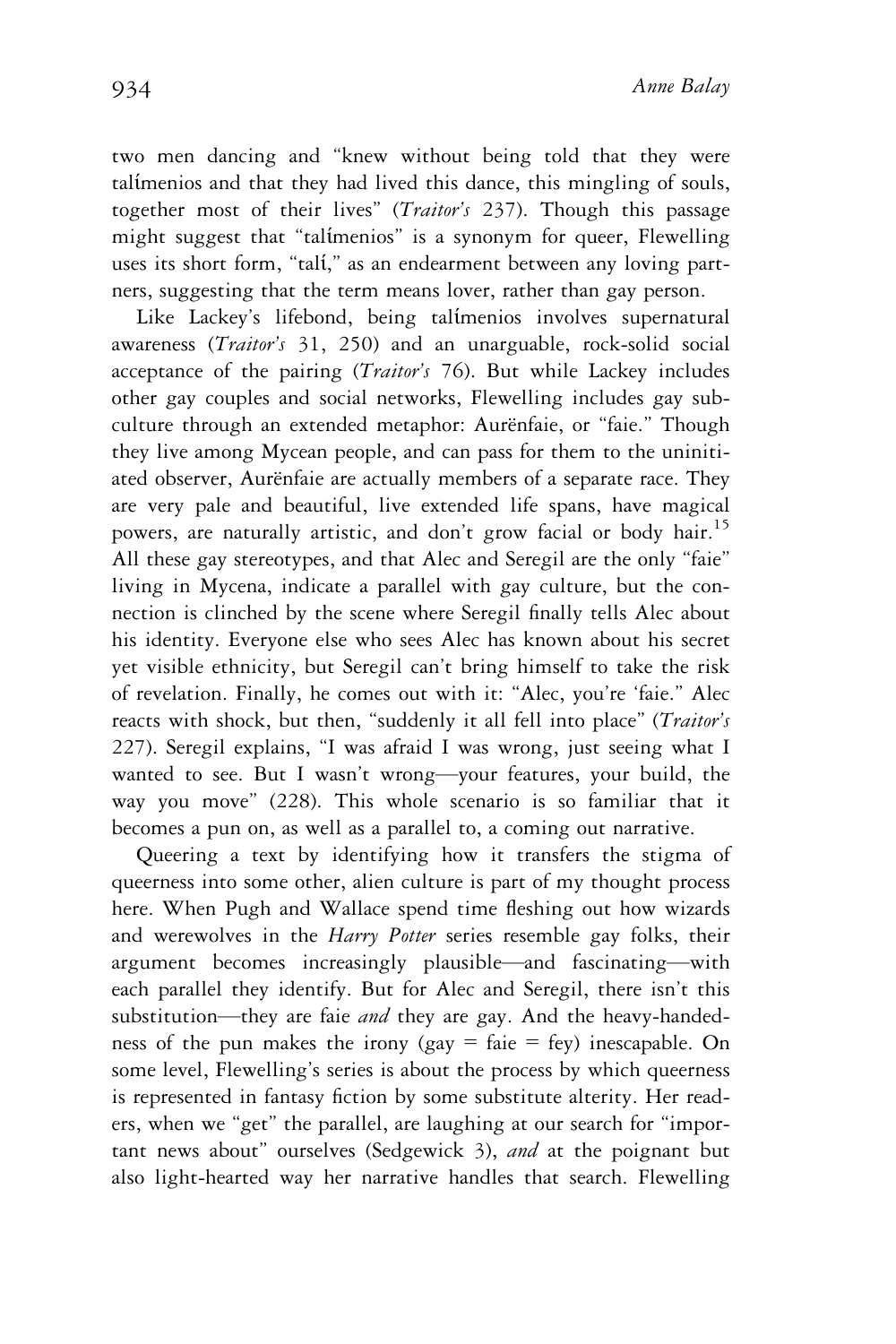two men dancing and "knew without being told that they were talímenios and that they had lived this dance, this mingling of souls, together most of their lives" (*Traitor's* 237). Though this passage might suggest that "talímenios" is a synonym for queer, Flewelling uses its short form, "talí," as an endearment between any loving partners, suggesting that the term means lover, rather than gay person.

Like Lackey's lifebond, being talímenios involves supernatural awareness (*Traitor's* 31, 250) and an unarguable, rock-solid social acceptance of the pairing (*Traitor's* 76). But while Lackey includes other gay couples and social networks, Flewelling includes gay subculture through an extended metaphor: Aurënfaie, or "faie." Though they live among Mycean people, and can pass for them to the uninitiated observer, Aurënfaie are actually members of a separate race. They are very pale and beautiful, live extended life spans, have magical powers, are naturally artistic, and don't grow facial or body hair.[15] All these gay stereotypes, and that Alec and Seregil are the only "faie" living in Mycena, indicate a parallel with gay culture, but the connection is clinched by the scene where Seregil finally tells Alec about his identity. Everyone else who sees Alec has known about his secret yet visible ethnicity, but Seregil can't bring himself to take the risk of revelation. Finally, he comes out with it: "Alec, you're 'faie." Alec reacts with shock, but then, "suddenly it all fell into place" (*Traitor's* 227). Seregil explains, "I was afraid I was wrong, just seeing what I wanted to see. But I wasn't wrong—your features, your build, the way you move" (228). This whole scenario is so familiar that it becomes a pun on, as well as a parallel to, a coming out narrative.

Queering a text by identifying how it transfers the stigma of queerness into some other, alien culture is part of my thought process here. When Pugh and Wallace spend time fleshing out how wizards and werewolves in the *Harry Potter* series resemble gay folks, their argument becomes increasingly plausible—and fascinating—with each parallel they identify. But for Alec and Seregil, there isn't this substitution—they are faie *and* they are gay. And the heavy-handedness of the pun makes the irony (gay = faie = fey) inescapable. On some level, Flewelling's series is about the process by which queerness is represented in fantasy fiction by some substitute alterity. Her readers, when we "get" the parallel, are laughing at our search for "important news about" ourselves (Sedgewick 3), *and* at the poignant but also light-hearted way her narrative handles that search. Flewelling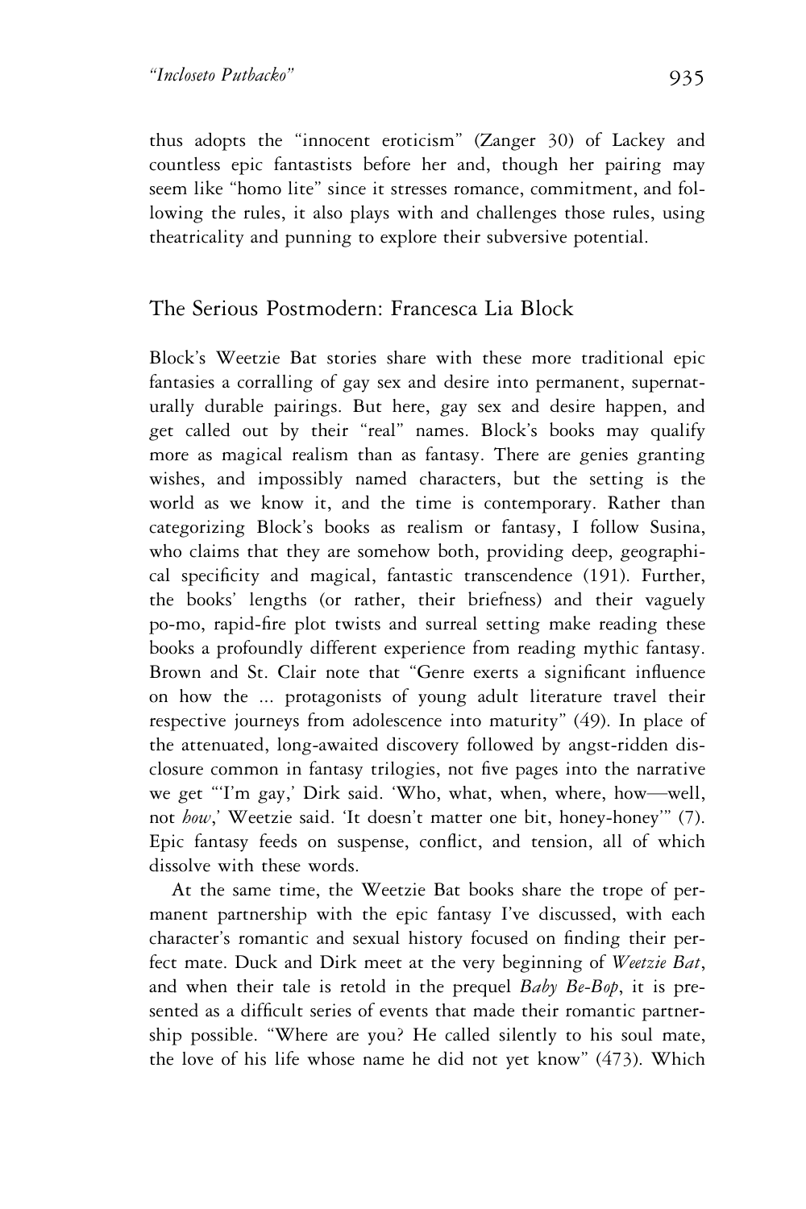thus adopts the "innocent eroticism" (Zanger 30) of Lackey and countless epic fantastists before her and, though her pairing may seem like "homo lite" since it stresses romance, commitment, and following the rules, it also plays with and challenges those rules, using theatricality and punning to explore their subversive potential.

## The Serious Postmodern: Francesca Lia Block

Block's Weetzie Bat stories share with these more traditional epic fantasies a corralling of gay sex and desire into permanent, supernaturally durable pairings. But here, gay sex and desire happen, and get called out by their "real" names. Block's books may qualify more as magical realism than as fantasy. There are genies granting wishes, and impossibly named characters, but the setting is the world as we know it, and the time is contemporary. Rather than categorizing Block's books as realism or fantasy, I follow Susina, who claims that they are somehow both, providing deep, geographical specificity and magical, fantastic transcendence (191). Further, the books' lengths (or rather, their briefness) and their vaguely po-mo, rapid-fire plot twists and surreal setting make reading these books a profoundly different experience from reading mythic fantasy. Brown and St. Clair note that "Genre exerts a significant influence on how the ... protagonists of young adult literature travel their respective journeys from adolescence into maturity" (49). In place of the attenuated, long-awaited discovery followed by angst-ridden disclosure common in fantasy trilogies, not five pages into the narrative we get "'I'm gay,' Dirk said. 'Who, what, when, where, how—well, not *how*,' Weetzie said. 'It doesn't matter one bit, honey-honey'" (7). Epic fantasy feeds on suspense, conflict, and tension, all of which dissolve with these words.

At the same time, the Weetzie Bat books share the trope of permanent partnership with the epic fantasy I've discussed, with each character's romantic and sexual history focused on finding their perfect mate. Duck and Dirk meet at the very beginning of *Weetzie Bat*, and when their tale is retold in the prequel *Baby Be-Bop*, it is presented as a difficult series of events that made their romantic partnership possible. "Where are you? He called silently to his soul mate, the love of his life whose name he did not yet know" (473). Which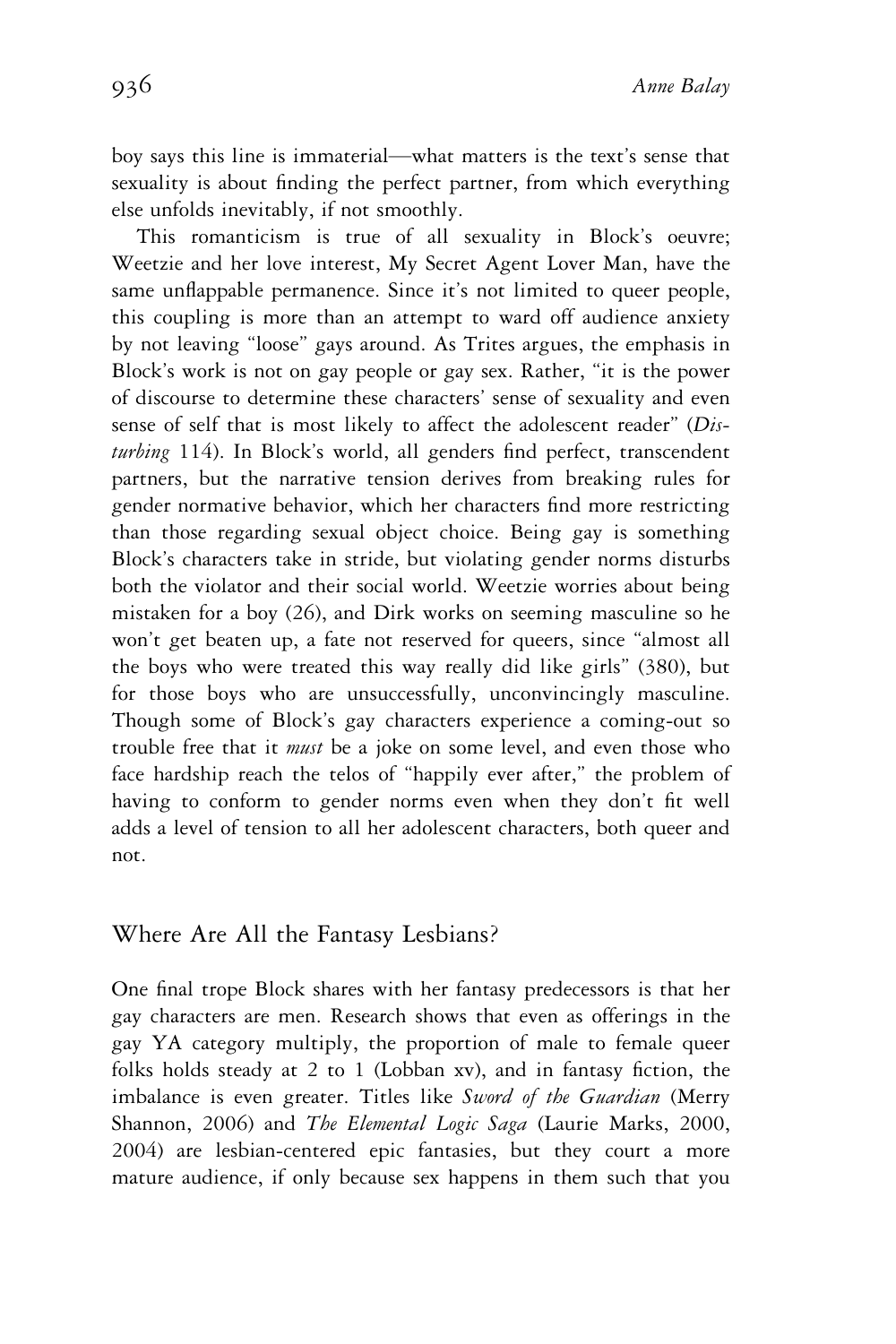boy says this line is immaterial—what matters is the text's sense that sexuality is about finding the perfect partner, from which everything else unfolds inevitably, if not smoothly.

This romanticism is true of all sexuality in Block's oeuvre; Weetzie and her love interest, My Secret Agent Lover Man, have the same unflappable permanence. Since it's not limited to queer people, this coupling is more than an attempt to ward off audience anxiety by not leaving "loose" gays around. As Trites argues, the emphasis in Block's work is not on gay people or gay sex. Rather, "it is the power of discourse to determine these characters' sense of sexuality and even sense of self that is most likely to affect the adolescent reader" (*Disturbing* 114). In Block's world, all genders find perfect, transcendent partners, but the narrative tension derives from breaking rules for gender normative behavior, which her characters find more restricting than those regarding sexual object choice. Being gay is something Block's characters take in stride, but violating gender norms disturbs both the violator and their social world. Weetzie worries about being mistaken for a boy (26), and Dirk works on seeming masculine so he won't get beaten up, a fate not reserved for queers, since "almost all the boys who were treated this way really did like girls" (380), but for those boys who are unsuccessfully, unconvincingly masculine. Though some of Block's gay characters experience a coming-out so trouble free that it *must* be a joke on some level, and even those who face hardship reach the telos of "happily ever after," the problem of having to conform to gender norms even when they don't fit well adds a level of tension to all her adolescent characters, both queer and not.

## Where Are All the Fantasy Lesbians?

One final trope Block shares with her fantasy predecessors is that her gay characters are men. Research shows that even as offerings in the gay YA category multiply, the proportion of male to female queer folks holds steady at 2 to 1 (Lobban xv), and in fantasy fiction, the imbalance is even greater. Titles like *Sword of the Guardian* (Merry Shannon, 2006) and *The Elemental Logic Saga* (Laurie Marks, 2000, 2004) are lesbian-centered epic fantasies, but they court a more mature audience, if only because sex happens in them such that you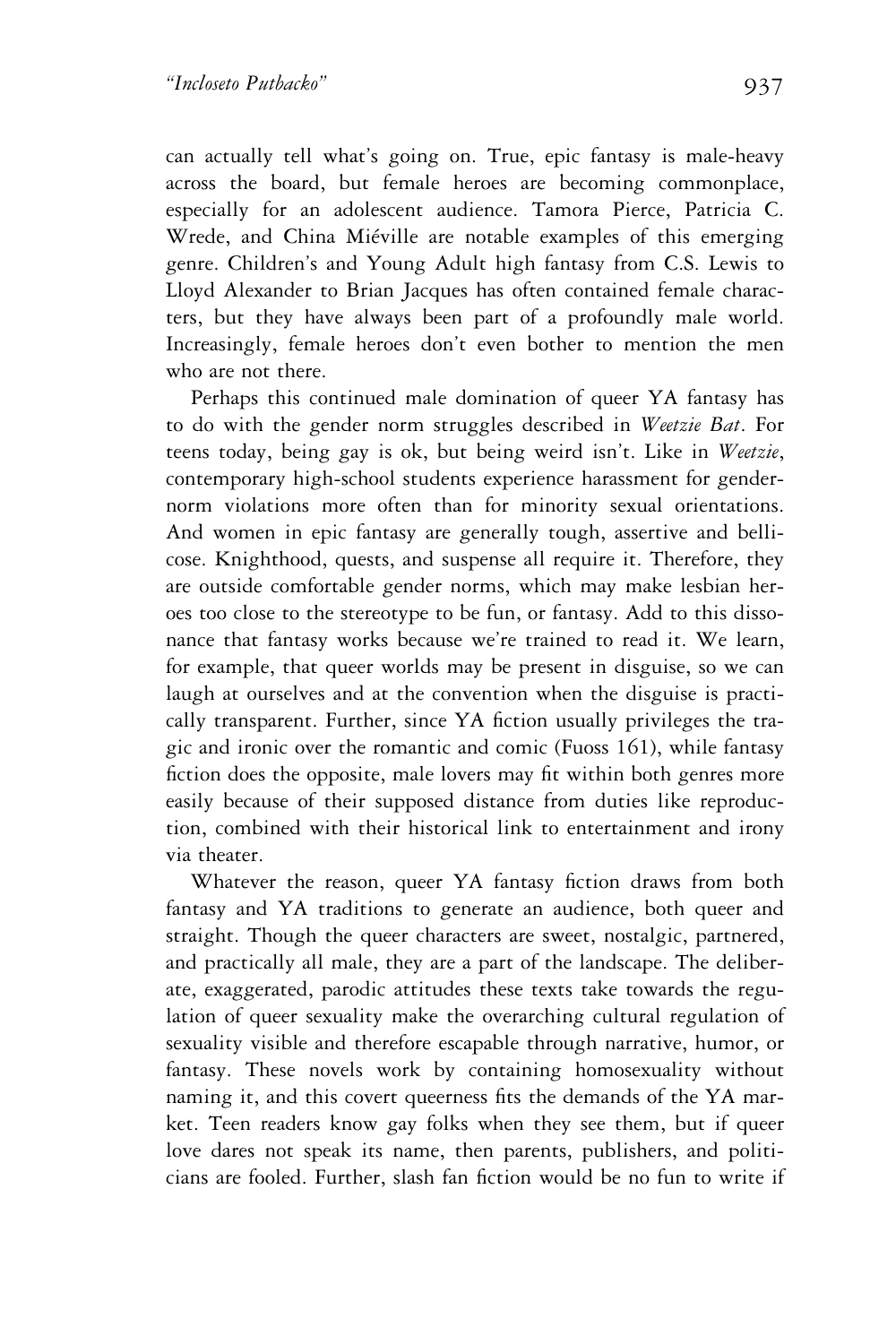can actually tell what's going on. True, epic fantasy is male-heavy across the board, but female heroes are becoming commonplace, especially for an adolescent audience. Tamora Pierce, Patricia C. Wrede, and China Miéville are notable examples of this emerging genre. Children's and Young Adult high fantasy from C.S. Lewis to Lloyd Alexander to Brian Jacques has often contained female characters, but they have always been part of a profoundly male world. Increasingly, female heroes don't even bother to mention the men who are not there.

Perhaps this continued male domination of queer YA fantasy has to do with the gender norm struggles described in *Weetzie Bat*. For teens today, being gay is ok, but being weird isn't. Like in *Weetzie*, contemporary high-school students experience harassment for gender-norm violations more often than for minority sexual orientations. And women in epic fantasy are generally tough, assertive and bellicose. Knighthood, quests, and suspense all require it. Therefore, they are outside comfortable gender norms, which may make lesbian heroes too close to the stereotype to be fun, or fantasy. Add to this dissonance that fantasy works because we're trained to read it. We learn, for example, that queer worlds may be present in disguise, so we can laugh at ourselves and at the convention when the disguise is practically transparent. Further, since YA fiction usually privileges the tragic and ironic over the romantic and comic (Fuoss 161), while fantasy fiction does the opposite, male lovers may fit within both genres more easily because of their supposed distance from duties like reproduction, combined with their historical link to entertainment and irony via theater.

Whatever the reason, queer YA fantasy fiction draws from both fantasy and YA traditions to generate an audience, both queer and straight. Though the queer characters are sweet, nostalgic, partnered, and practically all male, they are a part of the landscape. The deliberate, exaggerated, parodic attitudes these texts take towards the regulation of queer sexuality make the overarching cultural regulation of sexuality visible and therefore escapable through narrative, humor, or fantasy. These novels work by containing homosexuality without naming it, and this covert queerness fits the demands of the YA market. Teen readers know gay folks when they see them, but if queer love dares not speak its name, then parents, publishers, and politicians are fooled. Further, slash fan fiction would be no fun to write if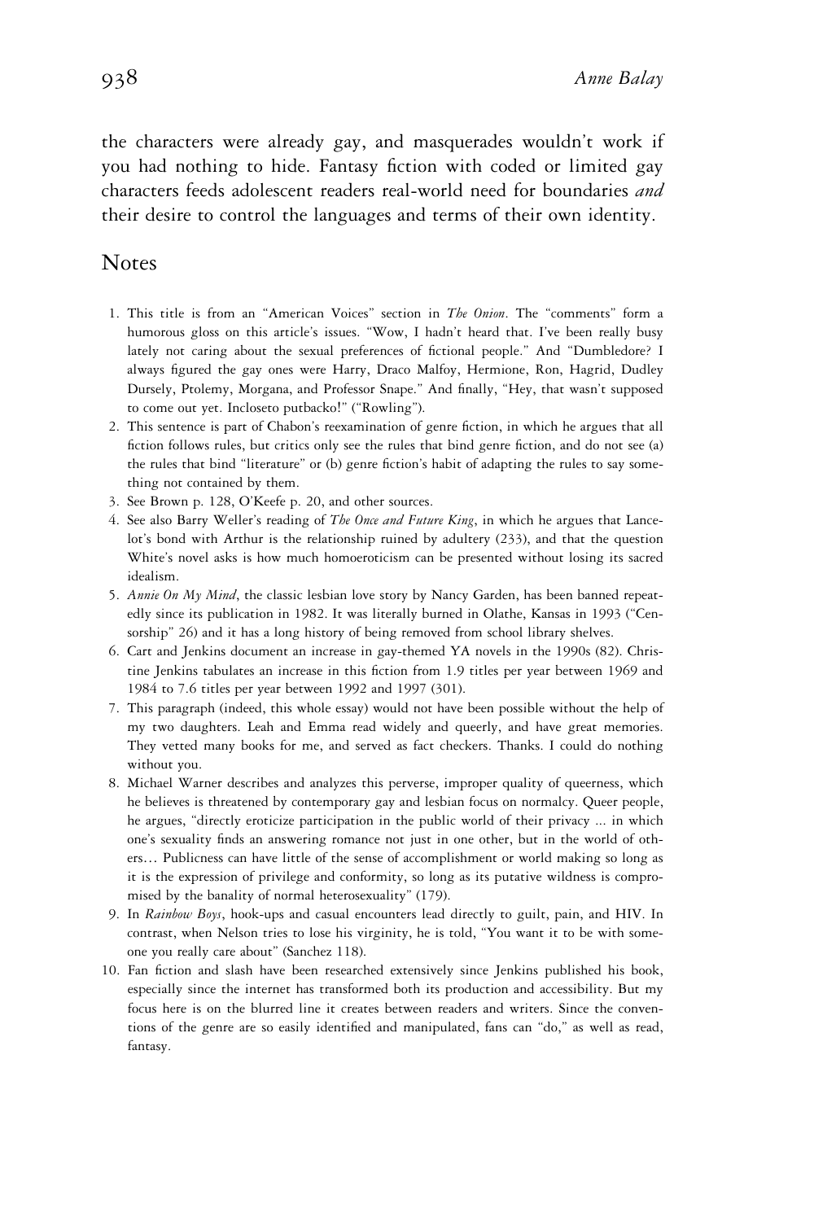the characters were already gay, and masquerades wouldn't work if you had nothing to hide. Fantasy fiction with coded or limited gay characters feeds adolescent readers real-world need for boundaries *and* their desire to control the languages and terms of their own identity.

## Notes

1. This title is from an "American Voices" section in *The Onion*. The "comments" form a humorous gloss on this article's issues. "Wow, I hadn't heard that. I've been really busy lately not caring about the sexual preferences of fictional people." And "Dumbledore? I always figured the gay ones were Harry, Draco Malfoy, Hermione, Ron, Hagrid, Dudley Dursely, Ptolemy, Morgana, and Professor Snape." And finally, "Hey, that wasn't supposed to come out yet. Incloseto putbacko!" ("Rowling").
2. This sentence is part of Chabon's reexamination of genre fiction, in which he argues that all fiction follows rules, but critics only see the rules that bind genre fiction, and do not see (a) the rules that bind "literature" or (b) genre fiction's habit of adapting the rules to say something not contained by them.
3. See Brown p. 128, O'Keefe p. 20, and other sources.
4. See also Barry Weller's reading of *The Once and Future King*, in which he argues that Lancelot's bond with Arthur is the relationship ruined by adultery (233), and that the question White's novel asks is how much homoeroticism can be presented without losing its sacred idealism.
5. *Annie On My Mind*, the classic lesbian love story by Nancy Garden, has been banned repeatedly since its publication in 1982. It was literally burned in Olathe, Kansas in 1993 ("Censorship" 26) and it has a long history of being removed from school library shelves.
6. Cart and Jenkins document an increase in gay-themed YA novels in the 1990s (82). Christine Jenkins tabulates an increase in this fiction from 1.9 titles per year between 1969 and 1984 to 7.6 titles per year between 1992 and 1997 (301).
7. This paragraph (indeed, this whole essay) would not have been possible without the help of my two daughters. Leah and Emma read widely and queerly, and have great memories. They vetted many books for me, and served as fact checkers. Thanks. I could do nothing without you.
8. Michael Warner describes and analyzes this perverse, improper quality of queerness, which he believes is threatened by contemporary gay and lesbian focus on normalcy. Queer people, he argues, "directly eroticize participation in the public world of their privacy ... in which one's sexuality finds an answering romance not just in one other, but in the world of others… Publicness can have little of the sense of accomplishment or world making so long as it is the expression of privilege and conformity, so long as its putative wildness is compromised by the banality of normal heterosexuality" (179).
9. In *Rainbow Boys*, hook-ups and casual encounters lead directly to guilt, pain, and HIV. In contrast, when Nelson tries to lose his virginity, he is told, "You want it to be with someone you really care about" (Sanchez 118).
10. Fan fiction and slash have been researched extensively since Jenkins published his book, especially since the internet has transformed both its production and accessibility. But my focus here is on the blurred line it creates between readers and writers. Since the conventions of the genre are so easily identified and manipulated, fans can "do," as well as read, fantasy.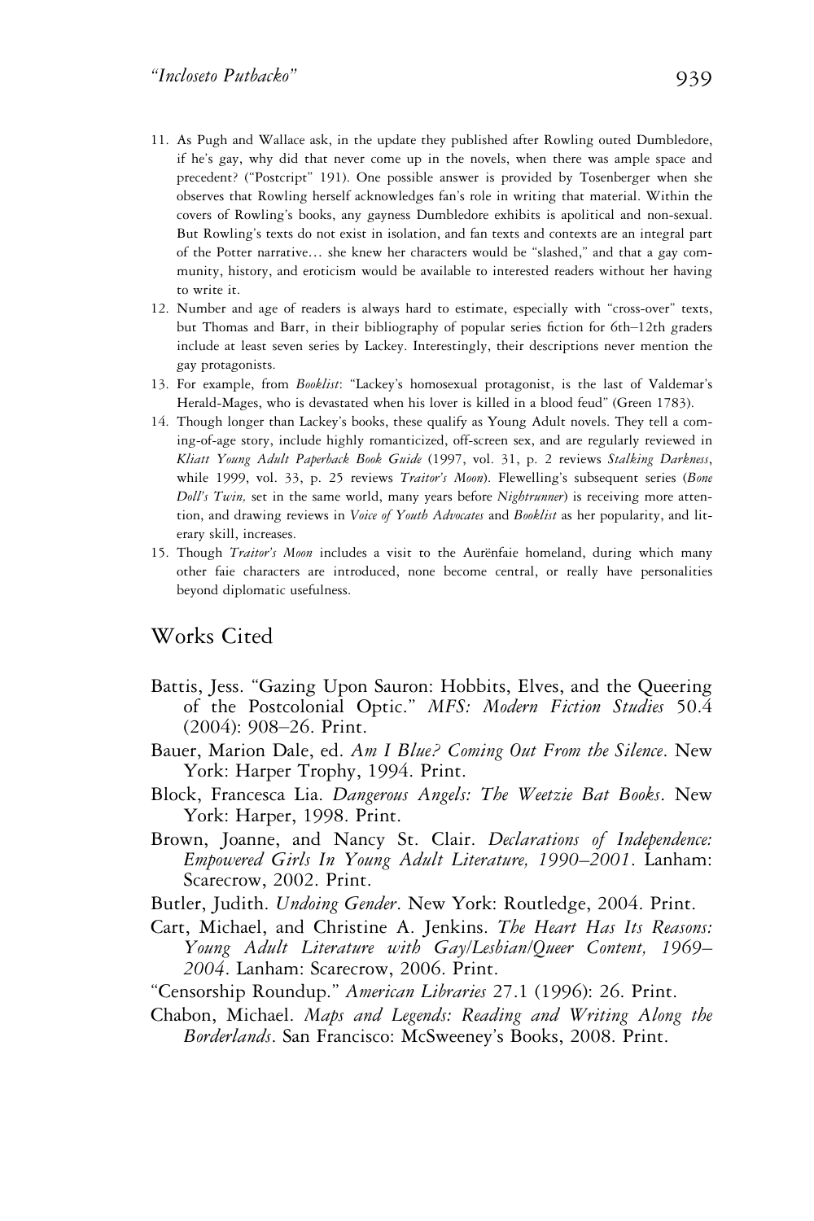11. As Pugh and Wallace ask, in the update they published after Rowling outed Dumbledore, if he's gay, why did that never come up in the novels, when there was ample space and precedent? ("Postcript" 191). One possible answer is provided by Tosenberger when she observes that Rowling herself acknowledges fan's role in writing that material. Within the covers of Rowling's books, any gayness Dumbledore exhibits is apolitical and non-sexual. But Rowling's texts do not exist in isolation, and fan texts and contexts are an integral part of the Potter narrative… she knew her characters would be "slashed," and that a gay community, history, and eroticism would be available to interested readers without her having to write it.
12. Number and age of readers is always hard to estimate, especially with "cross-over" texts, but Thomas and Barr, in their bibliography of popular series fiction for 6th–12th graders include at least seven series by Lackey. Interestingly, their descriptions never mention the gay protagonists.
13. For example, from *Booklist*: "Lackey's homosexual protagonist, is the last of Valdemar's Herald-Mages, who is devastated when his lover is killed in a blood feud" (Green 1783).
14. Though longer than Lackey's books, these qualify as Young Adult novels. They tell a coming-of-age story, include highly romanticized, off-screen sex, and are regularly reviewed in *Kliatt Young Adult Paperback Book Guide* (1997, vol. 31, p. 2 reviews *Stalking Darkness*, while 1999, vol. 33, p. 25 reviews *Traitor's Moon*). Flewelling's subsequent series (*Bone Doll's Twin,* set in the same world, many years before *Nightrunner*) is receiving more attention, and drawing reviews in *Voice of Youth Advocates* and *Booklist* as her popularity, and literary skill, increases.
15. Though *Traitor's Moon* includes a visit to the Aurënfaie homeland, during which many other faie characters are introduced, none become central, or really have personalities beyond diplomatic usefulness.

## Works Cited

Battis, Jess. "Gazing Upon Sauron: Hobbits, Elves, and the Queering of the Postcolonial Optic." *MFS: Modern Fiction Studies* 50.4 (2004): 908–26. Print.

Bauer, Marion Dale, ed. *Am I Blue? Coming Out From the Silence*. New York: Harper Trophy, 1994. Print.

Block, Francesca Lia. *Dangerous Angels: The Weetzie Bat Books*. New York: Harper, 1998. Print.

Brown, Joanne, and Nancy St. Clair. *Declarations of Independence: Empowered Girls In Young Adult Literature, 1990–2001*. Lanham: Scarecrow, 2002. Print.

Butler, Judith. *Undoing Gender*. New York: Routledge, 2004. Print.

Cart, Michael, and Christine A. Jenkins. *The Heart Has Its Reasons: Young Adult Literature with Gay/Lesbian/Queer Content, 1969–2004*. Lanham: Scarecrow, 2006. Print.

"Censorship Roundup." *American Libraries* 27.1 (1996): 26. Print.

Chabon, Michael. *Maps and Legends: Reading and Writing Along the Borderlands*. San Francisco: McSweeney's Books, 2008. Print.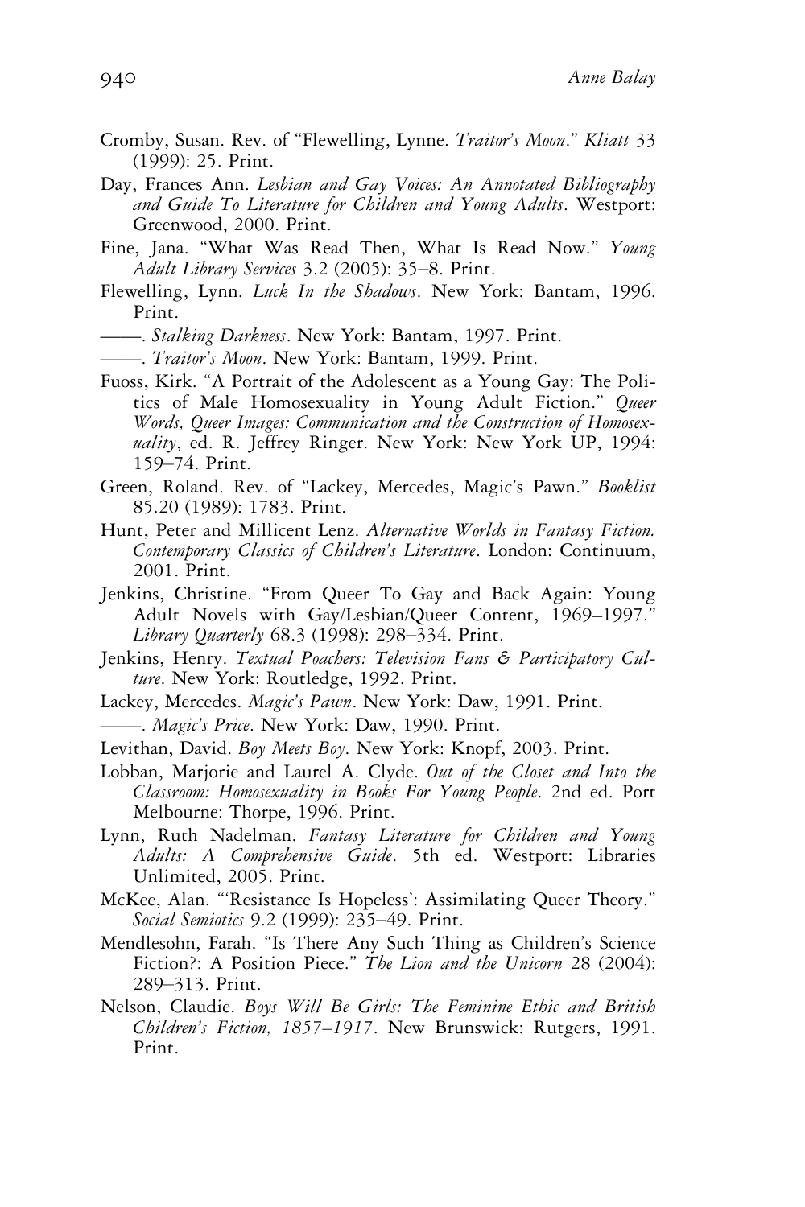Cromby, Susan. Rev. of "Flewelling, Lynne. *Traitor's Moon*." *Kliatt* 33 (1999): 25. Print.

Day, Frances Ann. *Lesbian and Gay Voices: An Annotated Bibliography and Guide To Literature for Children and Young Adults*. Westport: Greenwood, 2000. Print.

Fine, Jana. "What Was Read Then, What Is Read Now." *Young Adult Library Services* 3.2 (2005): 35–8. Print.

Flewelling, Lynn. *Luck In the Shadows*. New York: Bantam, 1996. Print.

——. *Stalking Darkness*. New York: Bantam, 1997. Print.

——. *Traitor's Moon*. New York: Bantam, 1999. Print.

Fuoss, Kirk. "A Portrait of the Adolescent as a Young Gay: The Politics of Male Homosexuality in Young Adult Fiction." *Queer Words, Queer Images: Communication and the Construction of Homosexuality*, ed. R. Jeffrey Ringer. New York: New York UP, 1994: 159–74. Print.

Green, Roland. Rev. of "Lackey, Mercedes, Magic's Pawn." *Booklist* 85.20 (1989): 1783. Print.

Hunt, Peter and Millicent Lenz. *Alternative Worlds in Fantasy Fiction. Contemporary Classics of Children's Literature*. London: Continuum, 2001. Print.

Jenkins, Christine. "From Queer To Gay and Back Again: Young Adult Novels with Gay/Lesbian/Queer Content, 1969–1997." *Library Quarterly* 68.3 (1998): 298–334. Print.

Jenkins, Henry. *Textual Poachers: Television Fans & Participatory Culture*. New York: Routledge, 1992. Print.

Lackey, Mercedes. *Magic's Pawn*. New York: Daw, 1991. Print.

——. *Magic's Price*. New York: Daw, 1990. Print.

Levithan, David. *Boy Meets Boy*. New York: Knopf, 2003. Print.

Lobban, Marjorie and Laurel A. Clyde. *Out of the Closet and Into the Classroom: Homosexuality in Books For Young People*. 2nd ed. Port Melbourne: Thorpe, 1996. Print.

Lynn, Ruth Nadelman. *Fantasy Literature for Children and Young Adults: A Comprehensive Guide*. 5th ed. Westport: Libraries Unlimited, 2005. Print.

McKee, Alan. "'Resistance Is Hopeless': Assimilating Queer Theory." *Social Semiotics* 9.2 (1999): 235–49. Print.

Mendlesohn, Farah. "Is There Any Such Thing as Children's Science Fiction?: A Position Piece." *The Lion and the Unicorn* 28 (2004): 289–313. Print.

Nelson, Claudie. *Boys Will Be Girls: The Feminine Ethic and British Children's Fiction, 1857–1917*. New Brunswick: Rutgers, 1991. Print.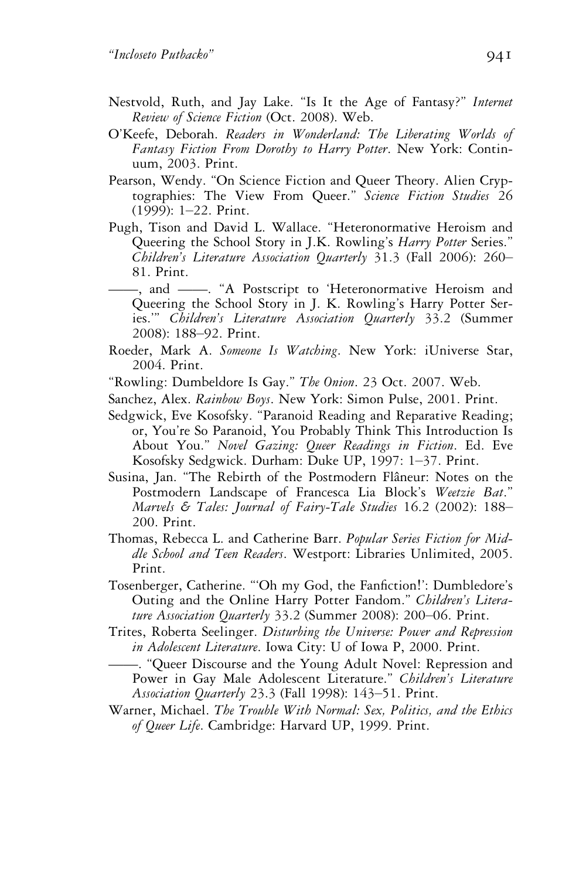Nestvold, Ruth, and Jay Lake. "Is It the Age of Fantasy?" *Internet Review of Science Fiction* (Oct. 2008). Web.

O'Keefe, Deborah. *Readers in Wonderland: The Liberating Worlds of Fantasy Fiction From Dorothy to Harry Potter*. New York: Continuum, 2003. Print.

Pearson, Wendy. "On Science Fiction and Queer Theory. Alien Cryptographies: The View From Queer." *Science Fiction Studies* 26 (1999): 1–22. Print.

Pugh, Tison and David L. Wallace. "Heteronormative Heroism and Queering the School Story in J.K. Rowling's *Harry Potter* Series." *Children's Literature Association Quarterly* 31.3 (Fall 2006): 260–81. Print.

——, and ——. "A Postscript to 'Heteronormative Heroism and Queering the School Story in J. K. Rowling's Harry Potter Series.'" *Children's Literature Association Quarterly* 33.2 (Summer 2008): 188–92. Print.

Roeder, Mark A. *Someone Is Watching*. New York: iUniverse Star, 2004. Print.

"Rowling: Dumbeldore Is Gay." *The Onion*. 23 Oct. 2007. Web.

Sanchez, Alex. *Rainbow Boys*. New York: Simon Pulse, 2001. Print.

Sedgwick, Eve Kosofsky. "Paranoid Reading and Reparative Reading; or, You're So Paranoid, You Probably Think This Introduction Is About You." *Novel Gazing: Queer Readings in Fiction*. Ed. Eve Kosofsky Sedgwick. Durham: Duke UP, 1997: 1–37. Print.

Susina, Jan. "The Rebirth of the Postmodern Flâneur: Notes on the Postmodern Landscape of Francesca Lia Block's *Weetzie Bat*." *Marvels & Tales: Journal of Fairy-Tale Studies* 16.2 (2002): 188–200. Print.

Thomas, Rebecca L. and Catherine Barr. *Popular Series Fiction for Middle School and Teen Readers*. Westport: Libraries Unlimited, 2005. Print.

Tosenberger, Catherine. "'Oh my God, the Fanfiction!': Dumbledore's Outing and the Online Harry Potter Fandom." *Children's Literature Association Quarterly* 33.2 (Summer 2008): 200–06. Print.

Trites, Roberta Seelinger. *Disturbing the Universe: Power and Repression in Adolescent Literature*. Iowa City: U of Iowa P, 2000. Print.

——. "Queer Discourse and the Young Adult Novel: Repression and Power in Gay Male Adolescent Literature." *Children's Literature Association Quarterly* 23.3 (Fall 1998): 143–51. Print.

Warner, Michael. *The Trouble With Normal: Sex, Politics, and the Ethics of Queer Life*. Cambridge: Harvard UP, 1999. Print.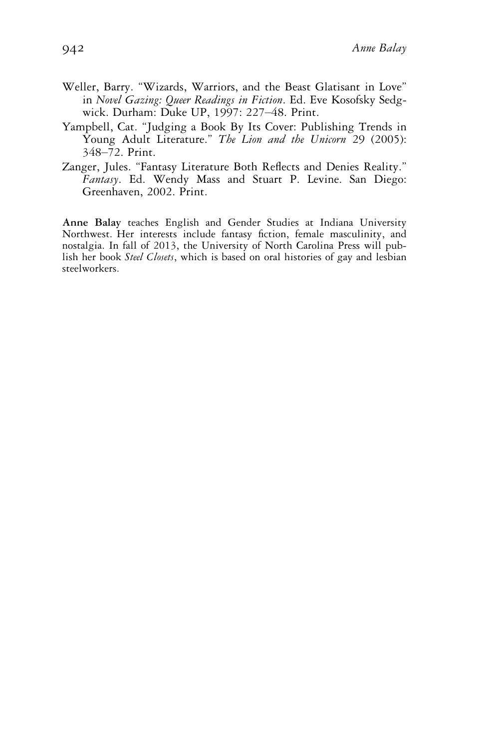Weller, Barry. "Wizards, Warriors, and the Beast Glatisant in Love" in *Novel Gazing: Queer Readings in Fiction*. Ed. Eve Kosofsky Sedgwick. Durham: Duke UP, 1997: 227–48. Print.

Yampbell, Cat. "Judging a Book By Its Cover: Publishing Trends in Young Adult Literature." *The Lion and the Unicorn* 29 (2005): 348–72. Print.

Zanger, Jules. "Fantasy Literature Both Reflects and Denies Reality." *Fantasy*. Ed. Wendy Mass and Stuart P. Levine. San Diego: Greenhaven, 2002. Print.

**Anne Balay** teaches English and Gender Studies at Indiana University Northwest. Her interests include fantasy fiction, female masculinity, and nostalgia. In fall of 2013, the University of North Carolina Press will publish her book *Steel Closets*, which is based on oral histories of gay and lesbian steelworkers.